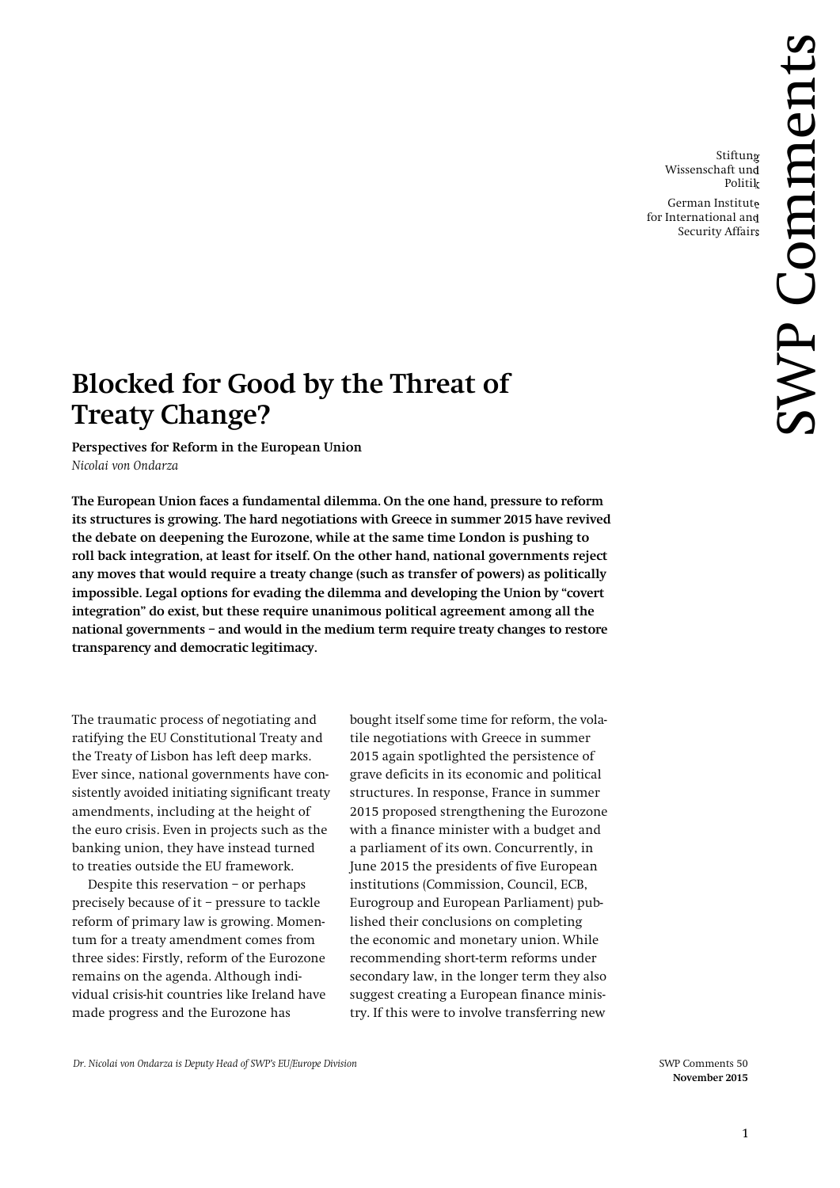Stiftung Wissenschaft und Politik

German Institute for International and Security Affairs

# Blocked for Good by the Threat of Treaty Change?

**Perspectives for Reform in the European Union**

*Nicolai von Ondarza*

**The European Union faces a fundamental dilemma. On the one hand, pressure to reform its structures is growing. The hard negotiations with Greece in summer 2015 have revived the debate on deepening the Eurozone, while at the same time London is pushing to roll back integration, at least for itself. On the other hand, national governments reject any moves that would require a treaty change (such as transfer of powers) as politically impossible. Legal options for evading the dilemma and developing the Union by "covert integration" do exist, but these require unanimous political agreement among all the national governments – and would in the medium term require treaty changes to restore transparency and democratic legitimacy.**

The traumatic process of negotiating and ratifying the EU Constitutional Treaty and the Treaty of Lisbon has left deep marks. Ever since, national governments have consistently avoided initiating significant treaty amendments, including at the height of the euro crisis. Even in projects such as the banking union, they have instead turned to treaties outside the EU framework.

Despite this reservation – or perhaps precisely because of it – pressure to tackle reform of primary law is growing. Momentum for a treaty amendment comes from three sides: Firstly, reform of the Eurozone remains on the agenda. Although individual crisis-hit countries like Ireland have made progress and the Eurozone has bought itself some time for reform, the volatile negotiations with Greece in summer 2015 again spotlighted the persistence of grave deficits in its economic and political structures. In response, France in summer 2015 proposed strengthening the Eurozone with a finance minister with a budget and a parliament of its own. Concurrently, in June 2015 the presidents of five European institutions (Commission, Council, ECB, Eurogroup and European Parliament) published their conclusions on completing the economic and monetary union. While recommending short-term reforms under secondary law, in the longer term they also suggest creating a European finance ministry. If this were to involve transferring new

*Dr. Nicolai von Ondarza is Deputy Head of SWP's EU/Europe Division*

SWP Comments 50
**November 2015**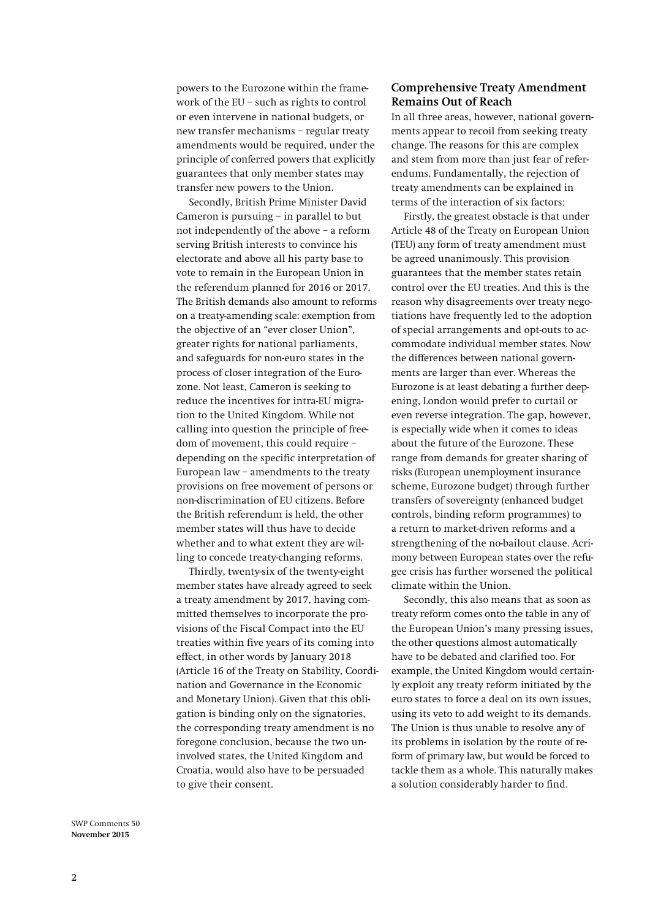powers to the Eurozone within the framework of the EU – such as rights to control or even intervene in national budgets, or new transfer mechanisms – regular treaty amendments would be required, under the principle of conferred powers that explicitly guarantees that only member states may transfer new powers to the Union.

Secondly, British Prime Minister David Cameron is pursuing – in parallel to but not independently of the above – a reform serving British interests to convince his electorate and above all his party base to vote to remain in the European Union in the referendum planned for 2016 or 2017. The British demands also amount to reforms on a treaty-amending scale: exemption from the objective of an "ever closer Union", greater rights for national parliaments, and safeguards for non-euro states in the process of closer integration of the Eurozone. Not least, Cameron is seeking to reduce the incentives for intra-EU migration to the United Kingdom. While not calling into question the principle of freedom of movement, this could require – depending on the specific interpretation of European law – amendments to the treaty provisions on free movement of persons or non-discrimination of EU citizens. Before the British referendum is held, the other member states will thus have to decide whether and to what extent they are willing to concede treaty-changing reforms.

Thirdly, twenty-six of the twenty-eight member states have already agreed to seek a treaty amendment by 2017, having committed themselves to incorporate the provisions of the Fiscal Compact into the EU treaties within five years of its coming into effect, in other words by January 2018 (Article 16 of the Treaty on Stability, Coordination and Governance in the Economic and Monetary Union). Given that this obligation is binding only on the signatories, the corresponding treaty amendment is no foregone conclusion, because the two uninvolved states, the United Kingdom and Croatia, would also have to be persuaded to give their consent.

## Comprehensive Treaty Amendment Remains Out of Reach

In all three areas, however, national governments appear to recoil from seeking treaty change. The reasons for this are complex and stem from more than just fear of referendums. Fundamentally, the rejection of treaty amendments can be explained in terms of the interaction of six factors:

Firstly, the greatest obstacle is that under Article 48 of the Treaty on European Union (TEU) any form of treaty amendment must be agreed unanimously. This provision guarantees that the member states retain control over the EU treaties. And this is the reason why disagreements over treaty negotiations have frequently led to the adoption of special arrangements and opt-outs to accommodate individual member states. Now the differences between national governments are larger than ever. Whereas the Eurozone is at least debating a further deepening, London would prefer to curtail or even reverse integration. The gap, however, is especially wide when it comes to ideas about the future of the Eurozone. These range from demands for greater sharing of risks (European unemployment insurance scheme, Eurozone budget) through further transfers of sovereignty (enhanced budget controls, binding reform programmes) to a return to market-driven reforms and a strengthening of the no-bailout clause. Acrimony between European states over the refugee crisis has further worsened the political climate within the Union.

Secondly, this also means that as soon as treaty reform comes onto the table in any of the European Union's many pressing issues, the other questions almost automatically have to be debated and clarified too. For example, the United Kingdom would certainly exploit any treaty reform initiated by the euro states to force a deal on its own issues, using its veto to add weight to its demands. The Union is thus unable to resolve any of its problems in isolation by the route of reform of primary law, but would be forced to tackle them as a whole. This naturally makes a solution considerably harder to find.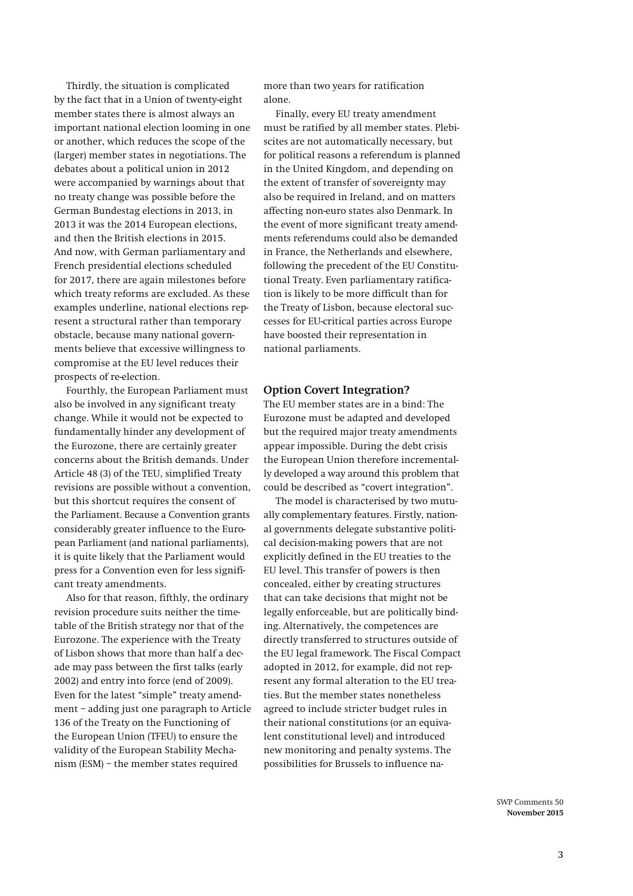Thirdly, the situation is complicated by the fact that in a Union of twenty-eight member states there is almost always an important national election looming in one or another, which reduces the scope of the (larger) member states in negotiations. The debates about a political union in 2012 were accompanied by warnings about that no treaty change was possible before the German Bundestag elections in 2013, in 2013 it was the 2014 European elections, and then the British elections in 2015. And now, with German parliamentary and French presidential elections scheduled for 2017, there are again milestones before which treaty reforms are excluded. As these examples underline, national elections represent a structural rather than temporary obstacle, because many national governments believe that excessive willingness to compromise at the EU level reduces their prospects of re-election.

Fourthly, the European Parliament must also be involved in any significant treaty change. While it would not be expected to fundamentally hinder any development of the Eurozone, there are certainly greater concerns about the British demands. Under Article 48 (3) of the TEU, simplified Treaty revisions are possible without a convention, but this shortcut requires the consent of the Parliament. Because a Convention grants considerably greater influence to the European Parliament (and national parliaments), it is quite likely that the Parliament would press for a Convention even for less significant treaty amendments.

Also for that reason, fifthly, the ordinary revision procedure suits neither the timetable of the British strategy nor that of the Eurozone. The experience with the Treaty of Lisbon shows that more than half a decade may pass between the first talks (early 2002) and entry into force (end of 2009). Even for the latest "simple" treaty amendment – adding just one paragraph to Article 136 of the Treaty on the Functioning of the European Union (TFEU) to ensure the validity of the European Stability Mechanism (ESM) – the member states required more than two years for ratification alone.

Finally, every EU treaty amendment must be ratified by all member states. Plebiscites are not automatically necessary, but for political reasons a referendum is planned in the United Kingdom, and depending on the extent of transfer of sovereignty may also be required in Ireland, and on matters affecting non-euro states also Denmark. In the event of more significant treaty amendments referendums could also be demanded in France, the Netherlands and elsewhere, following the precedent of the EU Constitutional Treaty. Even parliamentary ratification is likely to be more difficult than for the Treaty of Lisbon, because electoral successes for EU-critical parties across Europe have boosted their representation in national parliaments.

## Option Covert Integration?

The EU member states are in a bind: The Eurozone must be adapted and developed but the required major treaty amendments appear impossible. During the debt crisis the European Union therefore incrementally developed a way around this problem that could be described as "covert integration".

The model is characterised by two mutually complementary features. Firstly, national governments delegate substantive political decision-making powers that are not explicitly defined in the EU treaties to the EU level. This transfer of powers is then concealed, either by creating structures that can take decisions that might not be legally enforceable, but are politically binding. Alternatively, the competences are directly transferred to structures outside of the EU legal framework. The Fiscal Compact adopted in 2012, for example, did not represent any formal alteration to the EU treaties. But the member states nonetheless agreed to include stricter budget rules in their national constitutions (or an equivalent constitutional level) and introduced new monitoring and penalty systems. The possibilities for Brussels to influence na-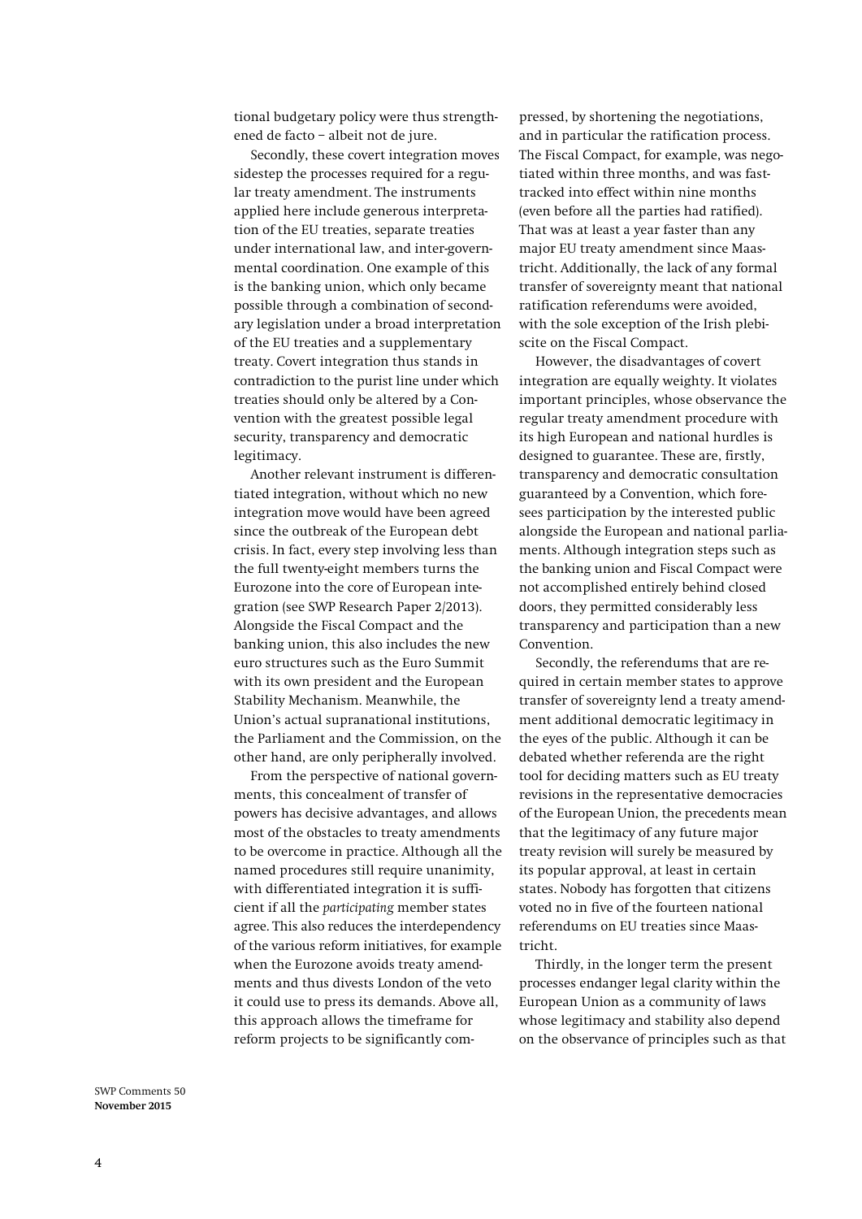tional budgetary policy were thus strengthened de facto – albeit not de jure.

Secondly, these covert integration moves sidestep the processes required for a regular treaty amendment. The instruments applied here include generous interpretation of the EU treaties, separate treaties under international law, and inter-governmental coordination. One example of this is the banking union, which only became possible through a combination of secondary legislation under a broad interpretation of the EU treaties and a supplementary treaty. Covert integration thus stands in contradiction to the purist line under which treaties should only be altered by a Convention with the greatest possible legal security, transparency and democratic legitimacy.

Another relevant instrument is differentiated integration, without which no new integration move would have been agreed since the outbreak of the European debt crisis. In fact, every step involving less than the full twenty-eight members turns the Eurozone into the core of European integration (see SWP Research Paper 2/2013). Alongside the Fiscal Compact and the banking union, this also includes the new euro structures such as the Euro Summit with its own president and the European Stability Mechanism. Meanwhile, the Union's actual supranational institutions, the Parliament and the Commission, on the other hand, are only peripherally involved.

From the perspective of national governments, this concealment of transfer of powers has decisive advantages, and allows most of the obstacles to treaty amendments to be overcome in practice. Although all the named procedures still require unanimity, with differentiated integration it is sufficient if all the *participating* member states agree. This also reduces the interdependency of the various reform initiatives, for example when the Eurozone avoids treaty amendments and thus divests London of the veto it could use to press its demands. Above all, this approach allows the timeframe for reform projects to be significantly compressed, by shortening the negotiations, and in particular the ratification process. The Fiscal Compact, for example, was negotiated within three months, and was fast-tracked into effect within nine months (even before all the parties had ratified). That was at least a year faster than any major EU treaty amendment since Maastricht. Additionally, the lack of any formal transfer of sovereignty meant that national ratification referendums were avoided, with the sole exception of the Irish plebiscite on the Fiscal Compact.

However, the disadvantages of covert integration are equally weighty. It violates important principles, whose observance the regular treaty amendment procedure with its high European and national hurdles is designed to guarantee. These are, firstly, transparency and democratic consultation guaranteed by a Convention, which foresees participation by the interested public alongside the European and national parliaments. Although integration steps such as the banking union and Fiscal Compact were not accomplished entirely behind closed doors, they permitted considerably less transparency and participation than a new Convention.

Secondly, the referendums that are required in certain member states to approve transfer of sovereignty lend a treaty amendment additional democratic legitimacy in the eyes of the public. Although it can be debated whether referenda are the right tool for deciding matters such as EU treaty revisions in the representative democracies of the European Union, the precedents mean that the legitimacy of any future major treaty revision will surely be measured by its popular approval, at least in certain states. Nobody has forgotten that citizens voted no in five of the fourteen national referendums on EU treaties since Maastricht.

Thirdly, in the longer term the present processes endanger legal clarity within the European Union as a community of laws whose legitimacy and stability also depend on the observance of principles such as that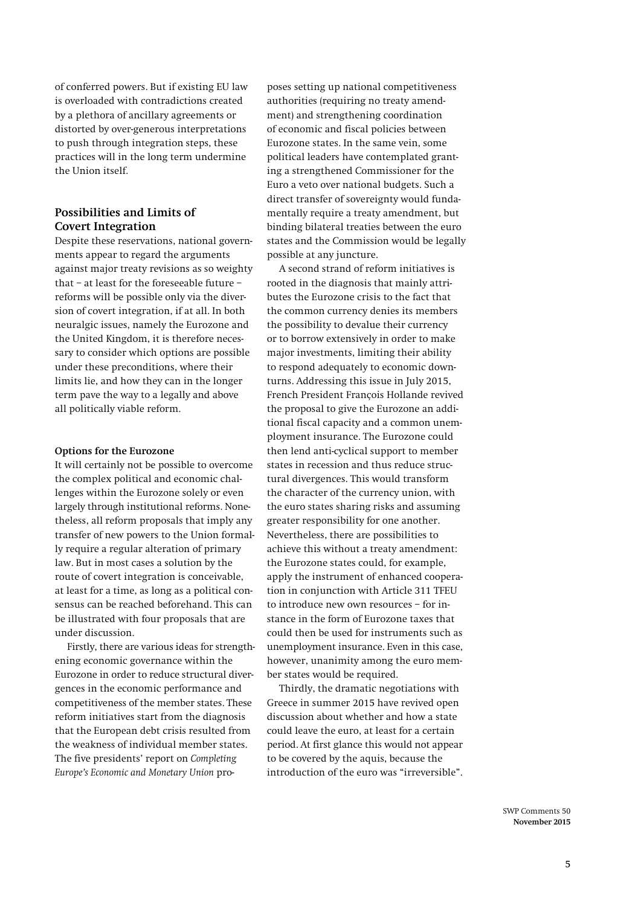of conferred powers. But if existing EU law is overloaded with contradictions created by a plethora of ancillary agreements or distorted by over-generous interpretations to push through integration steps, these practices will in the long term undermine the Union itself.

## Possibilities and Limits of Covert Integration

Despite these reservations, national governments appear to regard the arguments against major treaty revisions as so weighty that – at least for the foreseeable future – reforms will be possible only via the diversion of covert integration, if at all. In both neuralgic issues, namely the Eurozone and the United Kingdom, it is therefore necessary to consider which options are possible under these preconditions, where their limits lie, and how they can in the longer term pave the way to a legally and above all politically viable reform.

### Options for the Eurozone

It will certainly not be possible to overcome the complex political and economic challenges within the Eurozone solely or even largely through institutional reforms. Nonetheless, all reform proposals that imply any transfer of new powers to the Union formally require a regular alteration of primary law. But in most cases a solution by the route of covert integration is conceivable, at least for a time, as long as a political consensus can be reached beforehand. This can be illustrated with four proposals that are under discussion.

Firstly, there are various ideas for strengthening economic governance within the Eurozone in order to reduce structural divergences in the economic performance and competitiveness of the member states. These reform initiatives start from the diagnosis that the European debt crisis resulted from the weakness of individual member states. The five presidents' report on *Completing Europe's Economic and Monetary Union* proposes setting up national competitiveness authorities (requiring no treaty amendment) and strengthening coordination of economic and fiscal policies between Eurozone states. In the same vein, some political leaders have contemplated granting a strengthened Commissioner for the Euro a veto over national budgets. Such a direct transfer of sovereignty would fundamentally require a treaty amendment, but binding bilateral treaties between the euro states and the Commission would be legally possible at any juncture.

A second strand of reform initiatives is rooted in the diagnosis that mainly attributes the Eurozone crisis to the fact that the common currency denies its members the possibility to devalue their currency or to borrow extensively in order to make major investments, limiting their ability to respond adequately to economic downturns. Addressing this issue in July 2015, French President François Hollande revived the proposal to give the Eurozone an additional fiscal capacity and a common unemployment insurance. The Eurozone could then lend anti-cyclical support to member states in recession and thus reduce structural divergences. This would transform the character of the currency union, with the euro states sharing risks and assuming greater responsibility for one another. Nevertheless, there are possibilities to achieve this without a treaty amendment: the Eurozone states could, for example, apply the instrument of enhanced cooperation in conjunction with Article 311 TFEU to introduce new own resources – for instance in the form of Eurozone taxes that could then be used for instruments such as unemployment insurance. Even in this case, however, unanimity among the euro member states would be required.

Thirdly, the dramatic negotiations with Greece in summer 2015 have revived open discussion about whether and how a state could leave the euro, at least for a certain period. At first glance this would not appear to be covered by the aquis, because the introduction of the euro was "irreversible".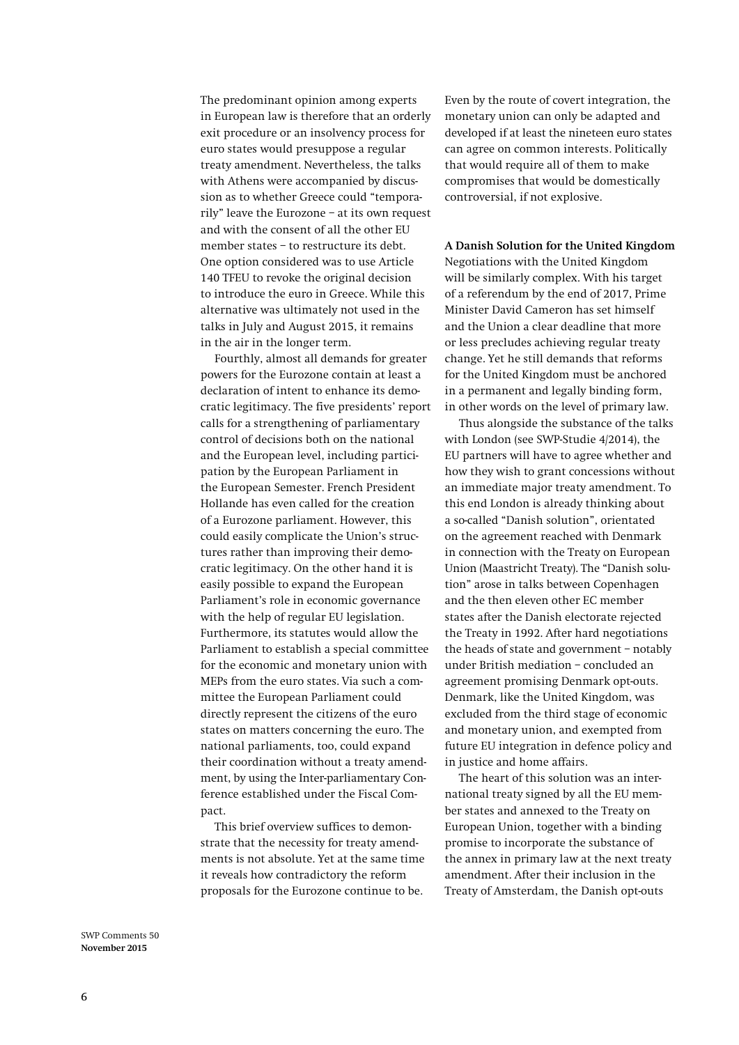The predominant opinion among experts in European law is therefore that an orderly exit procedure or an insolvency process for euro states would presuppose a regular treaty amendment. Nevertheless, the talks with Athens were accompanied by discussion as to whether Greece could "temporarily" leave the Eurozone – at its own request and with the consent of all the other EU member states – to restructure its debt. One option considered was to use Article 140 TFEU to revoke the original decision to introduce the euro in Greece. While this alternative was ultimately not used in the talks in July and August 2015, it remains in the air in the longer term.

Fourthly, almost all demands for greater powers for the Eurozone contain at least a declaration of intent to enhance its democratic legitimacy. The five presidents' report calls for a strengthening of parliamentary control of decisions both on the national and the European level, including participation by the European Parliament in the European Semester. French President Hollande has even called for the creation of a Eurozone parliament. However, this could easily complicate the Union's structures rather than improving their democratic legitimacy. On the other hand it is easily possible to expand the European Parliament's role in economic governance with the help of regular EU legislation. Furthermore, its statutes would allow the Parliament to establish a special committee for the economic and monetary union with MEPs from the euro states. Via such a committee the European Parliament could directly represent the citizens of the euro states on matters concerning the euro. The national parliaments, too, could expand their coordination without a treaty amendment, by using the Inter-parliamentary Conference established under the Fiscal Compact.

This brief overview suffices to demonstrate that the necessity for treaty amendments is not absolute. Yet at the same time it reveals how contradictory the reform proposals for the Eurozone continue to be. Even by the route of covert integration, the monetary union can only be adapted and developed if at least the nineteen euro states can agree on common interests. Politically that would require all of them to make compromises that would be domestically controversial, if not explosive.

**A Danish Solution for the United Kingdom**

Negotiations with the United Kingdom will be similarly complex. With his target of a referendum by the end of 2017, Prime Minister David Cameron has set himself and the Union a clear deadline that more or less precludes achieving regular treaty change. Yet he still demands that reforms for the United Kingdom must be anchored in a permanent and legally binding form, in other words on the level of primary law.

Thus alongside the substance of the talks with London (see SWP-Studie 4/2014), the EU partners will have to agree whether and how they wish to grant concessions without an immediate major treaty amendment. To this end London is already thinking about a so-called "Danish solution", orientated on the agreement reached with Denmark in connection with the Treaty on European Union (Maastricht Treaty). The "Danish solution" arose in talks between Copenhagen and the then eleven other EC member states after the Danish electorate rejected the Treaty in 1992. After hard negotiations the heads of state and government – notably under British mediation – concluded an agreement promising Denmark opt-outs. Denmark, like the United Kingdom, was excluded from the third stage of economic and monetary union, and exempted from future EU integration in defence policy and in justice and home affairs.

The heart of this solution was an international treaty signed by all the EU member states and annexed to the Treaty on European Union, together with a binding promise to incorporate the substance of the annex in primary law at the next treaty amendment. After their inclusion in the Treaty of Amsterdam, the Danish opt-outs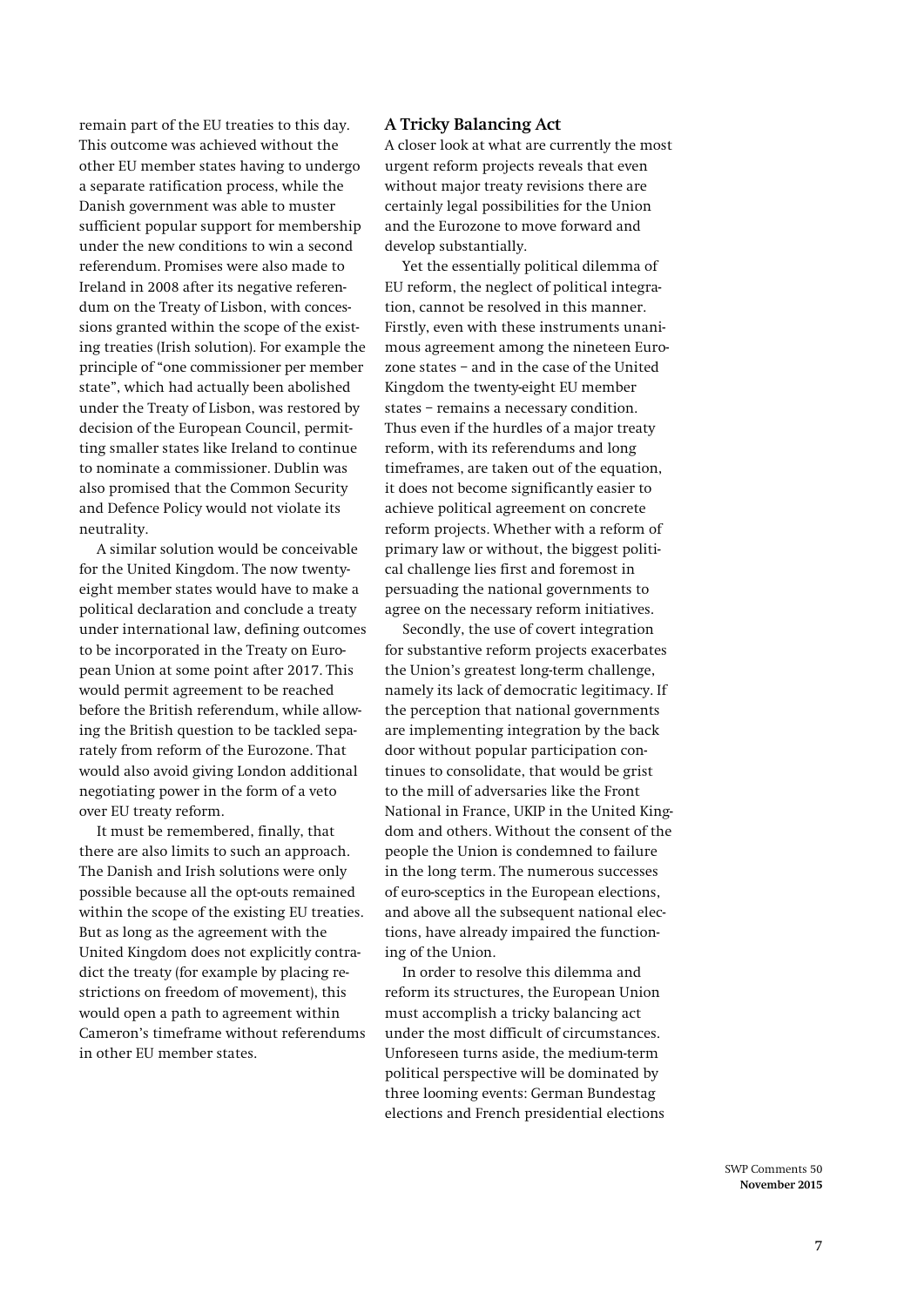remain part of the EU treaties to this day. This outcome was achieved without the other EU member states having to undergo a separate ratification process, while the Danish government was able to muster sufficient popular support for membership under the new conditions to win a second referendum. Promises were also made to Ireland in 2008 after its negative referendum on the Treaty of Lisbon, with concessions granted within the scope of the existing treaties (Irish solution). For example the principle of "one commissioner per member state", which had actually been abolished under the Treaty of Lisbon, was restored by decision of the European Council, permitting smaller states like Ireland to continue to nominate a commissioner. Dublin was also promised that the Common Security and Defence Policy would not violate its neutrality.

A similar solution would be conceivable for the United Kingdom. The now twenty-eight member states would have to make a political declaration and conclude a treaty under international law, defining outcomes to be incorporated in the Treaty on European Union at some point after 2017. This would permit agreement to be reached before the British referendum, while allowing the British question to be tackled separately from reform of the Eurozone. That would also avoid giving London additional negotiating power in the form of a veto over EU treaty reform.

It must be remembered, finally, that there are also limits to such an approach. The Danish and Irish solutions were only possible because all the opt-outs remained within the scope of the existing EU treaties. But as long as the agreement with the United Kingdom does not explicitly contradict the treaty (for example by placing restrictions on freedom of movement), this would open a path to agreement within Cameron's timeframe without referendums in other EU member states.

## A Tricky Balancing Act

A closer look at what are currently the most urgent reform projects reveals that even without major treaty revisions there are certainly legal possibilities for the Union and the Eurozone to move forward and develop substantially.

Yet the essentially political dilemma of EU reform, the neglect of political integration, cannot be resolved in this manner. Firstly, even with these instruments unanimous agreement among the nineteen Eurozone states – and in the case of the United Kingdom the twenty-eight EU member states – remains a necessary condition. Thus even if the hurdles of a major treaty reform, with its referendums and long timeframes, are taken out of the equation, it does not become significantly easier to achieve political agreement on concrete reform projects. Whether with a reform of primary law or without, the biggest political challenge lies first and foremost in persuading the national governments to agree on the necessary reform initiatives.

Secondly, the use of covert integration for substantive reform projects exacerbates the Union's greatest long-term challenge, namely its lack of democratic legitimacy. If the perception that national governments are implementing integration by the back door without popular participation continues to consolidate, that would be grist to the mill of adversaries like the Front National in France, UKIP in the United Kingdom and others. Without the consent of the people the Union is condemned to failure in the long term. The numerous successes of euro-sceptics in the European elections, and above all the subsequent national elections, have already impaired the functioning of the Union.

In order to resolve this dilemma and reform its structures, the European Union must accomplish a tricky balancing act under the most difficult of circumstances. Unforeseen turns aside, the medium-term political perspective will be dominated by three looming events: German Bundestag elections and French presidential elections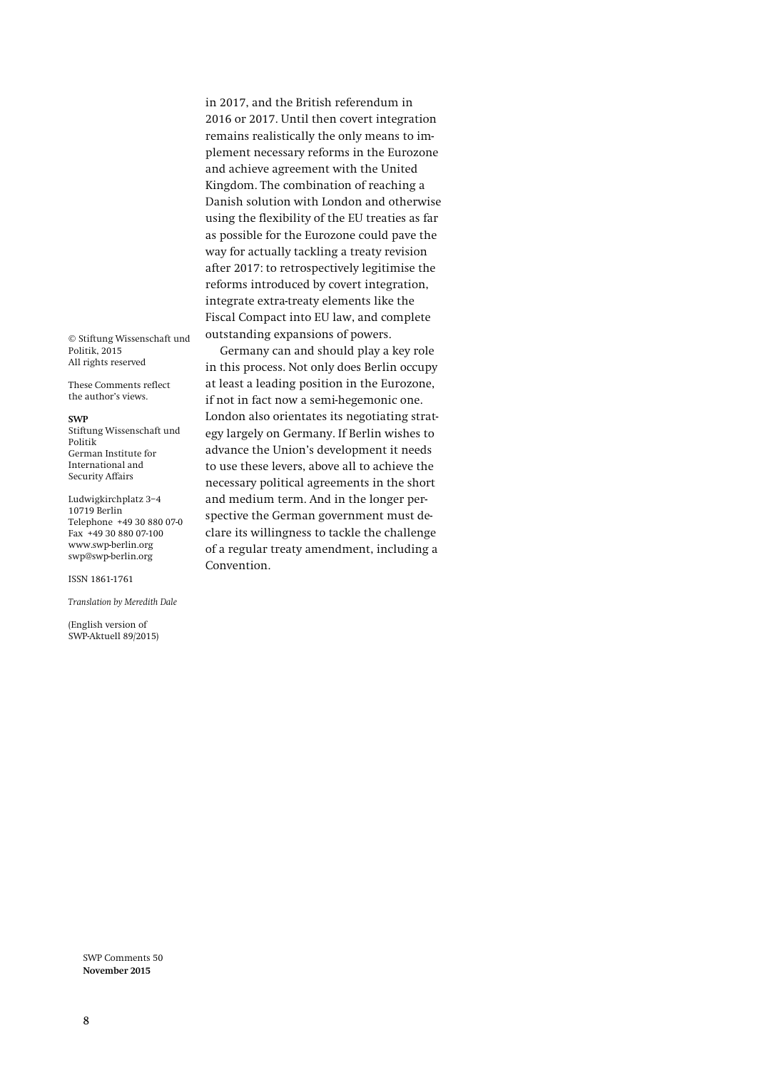in 2017, and the British referendum in 2016 or 2017. Until then covert integration remains realistically the only means to implement necessary reforms in the Eurozone and achieve agreement with the United Kingdom. The combination of reaching a Danish solution with London and otherwise using the flexibility of the EU treaties as far as possible for the Eurozone could pave the way for actually tackling a treaty revision after 2017: to retrospectively legitimise the reforms introduced by covert integration, integrate extra-treaty elements like the Fiscal Compact into EU law, and complete outstanding expansions of powers.

Germany can and should play a key role in this process. Not only does Berlin occupy at least a leading position in the Eurozone, if not in fact now a semi-hegemonic one. London also orientates its negotiating strategy largely on Germany. If Berlin wishes to advance the Union's development it needs to use these levers, above all to achieve the necessary political agreements in the short and medium term. And in the longer perspective the German government must declare its willingness to tackle the challenge of a regular treaty amendment, including a Convention.

© Stiftung Wissenschaft und Politik, 2015
All rights reserved

These Comments reflect the author's views.

**SWP**
Stiftung Wissenschaft und Politik
German Institute for International and Security Affairs

Ludwigkirchplatz 3−4
10719 Berlin
Telephone +49 30 880 07-0
Fax +49 30 880 07-100
www.swp-berlin.org
swp@swp-berlin.org

ISSN 1861-1761

*Translation by Meredith Dale*

(English version of SWP-Aktuell 89/2015)